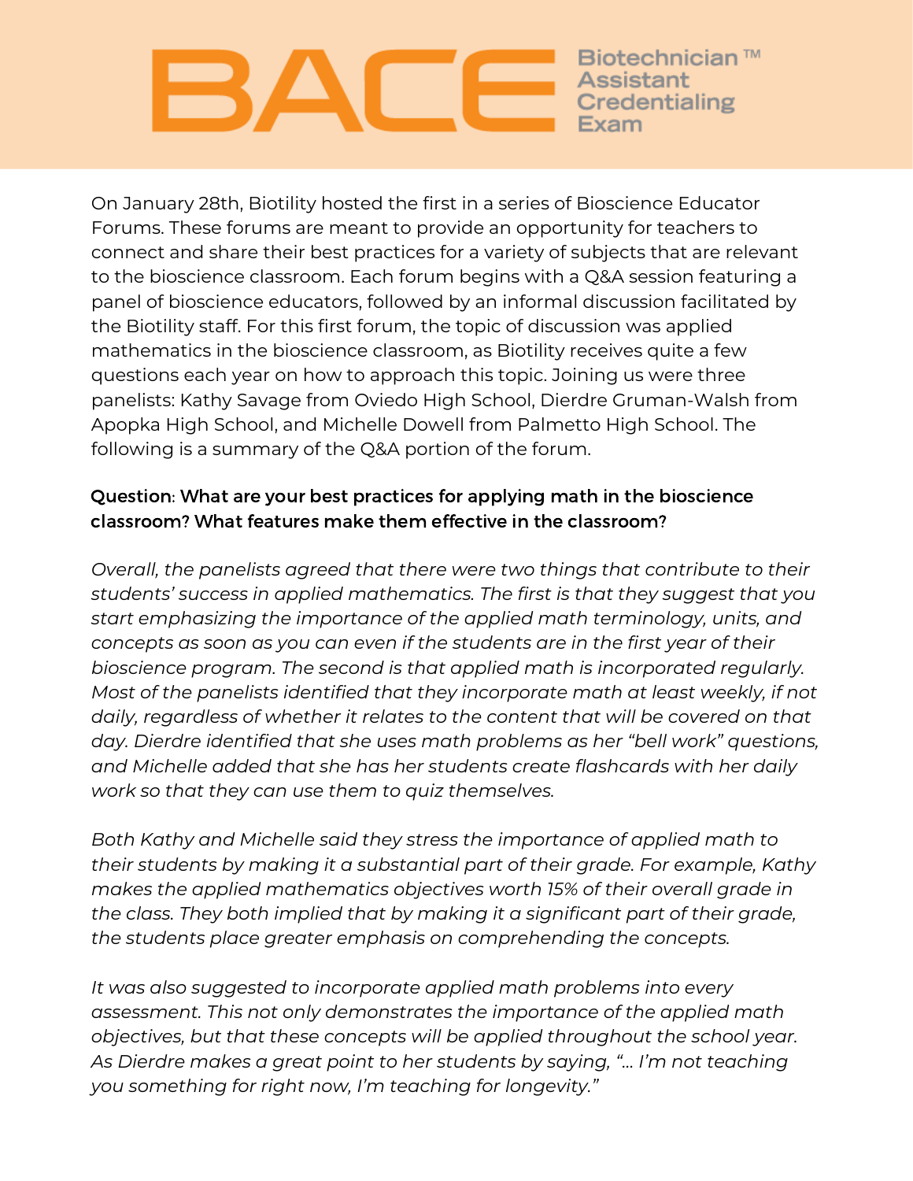# BACE Biotechnician™ Assistant Credentialing Exam

On January 28th, Biotility hosted the first in a series of Bioscience Educator Forums. These forums are meant to provide an opportunity for teachers to connect and share their best practices for a variety of subjects that are relevant to the bioscience classroom. Each forum begins with a Q&A session featuring a panel of bioscience educators, followed by an informal discussion facilitated by the Biotility staff. For this first forum, the topic of discussion was applied mathematics in the bioscience classroom, as Biotility receives quite a few questions each year on how to approach this topic. Joining us were three panelists: Kathy Savage from Oviedo High School, Dierdre Gruman-Walsh from Apopka High School, and Michelle Dowell from Palmetto High School. The following is a summary of the Q&A portion of the forum.

**Question: What are your best practices for applying math in the bioscience classroom? What features make them effective in the classroom?**

*Overall, the panelists agreed that there were two things that contribute to their students' success in applied mathematics. The first is that they suggest that you start emphasizing the importance of the applied math terminology, units, and concepts as soon as you can even if the students are in the first year of their bioscience program. The second is that applied math is incorporated regularly. Most of the panelists identified that they incorporate math at least weekly, if not daily, regardless of whether it relates to the content that will be covered on that day. Dierdre identified that she uses math problems as her "bell work" questions, and Michelle added that she has her students create flashcards with her daily work so that they can use them to quiz themselves.*

*Both Kathy and Michelle said they stress the importance of applied math to their students by making it a substantial part of their grade. For example, Kathy makes the applied mathematics objectives worth 15% of their overall grade in the class. They both implied that by making it a significant part of their grade, the students place greater emphasis on comprehending the concepts.*

*It was also suggested to incorporate applied math problems into every assessment. This not only demonstrates the importance of the applied math objectives, but that these concepts will be applied throughout the school year. As Dierdre makes a great point to her students by saying, "... I'm not teaching you something for right now, I'm teaching for longevity."*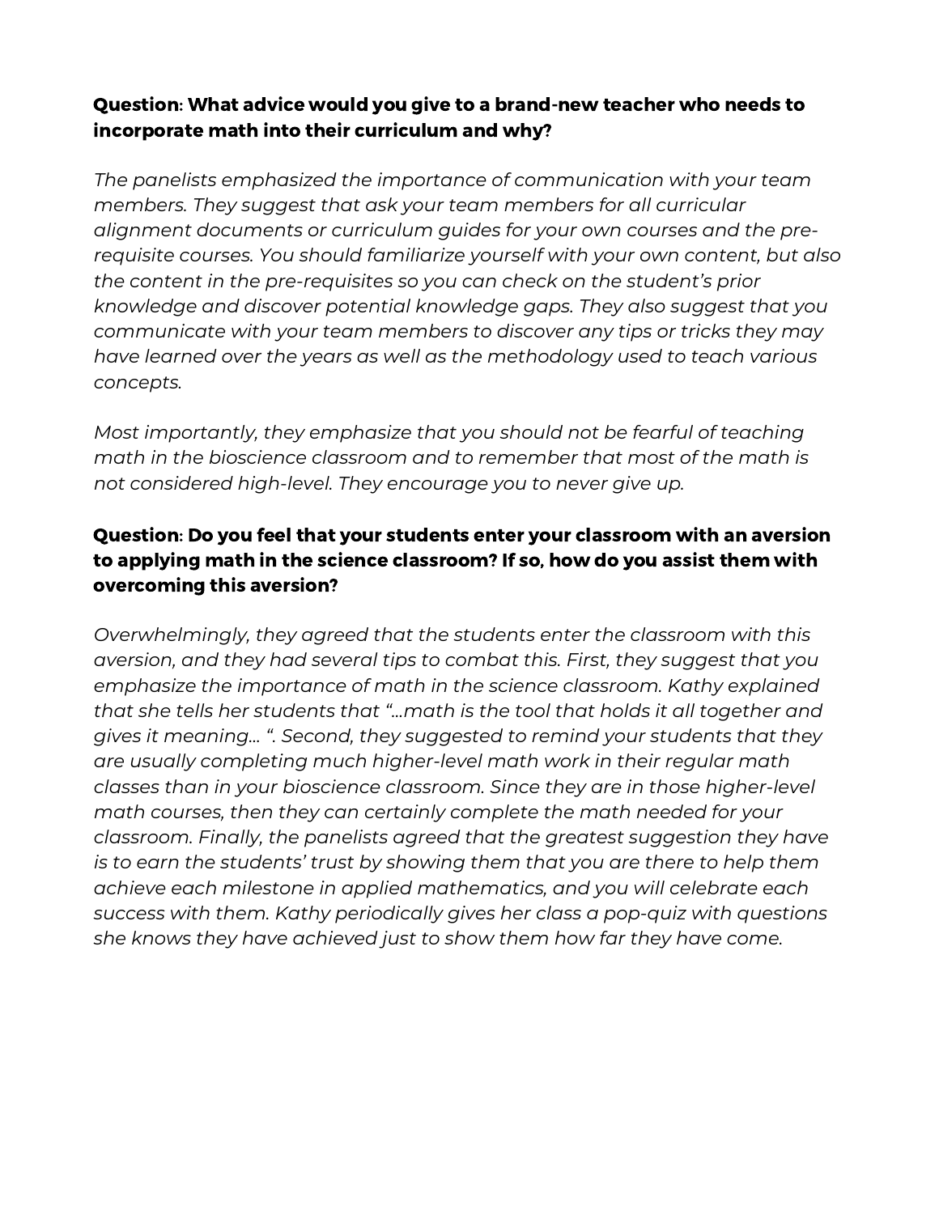**Question: What advice would you give to a brand-new teacher who needs to incorporate math into their curriculum and why?**

*The panelists emphasized the importance of communication with your team members. They suggest that ask your team members for all curricular alignment documents or curriculum guides for your own courses and the pre-requisite courses. You should familiarize yourself with your own content, but also the content in the pre-requisites so you can check on the student's prior knowledge and discover potential knowledge gaps. They also suggest that you communicate with your team members to discover any tips or tricks they may have learned over the years as well as the methodology used to teach various concepts.*

*Most importantly, they emphasize that you should not be fearful of teaching math in the bioscience classroom and to remember that most of the math is not considered high-level. They encourage you to never give up.*

**Question: Do you feel that your students enter your classroom with an aversion to applying math in the science classroom? If so, how do you assist them with overcoming this aversion?**

*Overwhelmingly, they agreed that the students enter the classroom with this aversion, and they had several tips to combat this. First, they suggest that you emphasize the importance of math in the science classroom. Kathy explained that she tells her students that "...math is the tool that holds it all together and gives it meaning... ". Second, they suggested to remind your students that they are usually completing much higher-level math work in their regular math classes than in your bioscience classroom. Since they are in those higher-level math courses, then they can certainly complete the math needed for your classroom. Finally, the panelists agreed that the greatest suggestion they have is to earn the students' trust by showing them that you are there to help them achieve each milestone in applied mathematics, and you will celebrate each success with them. Kathy periodically gives her class a pop-quiz with questions she knows they have achieved just to show them how far they have come.*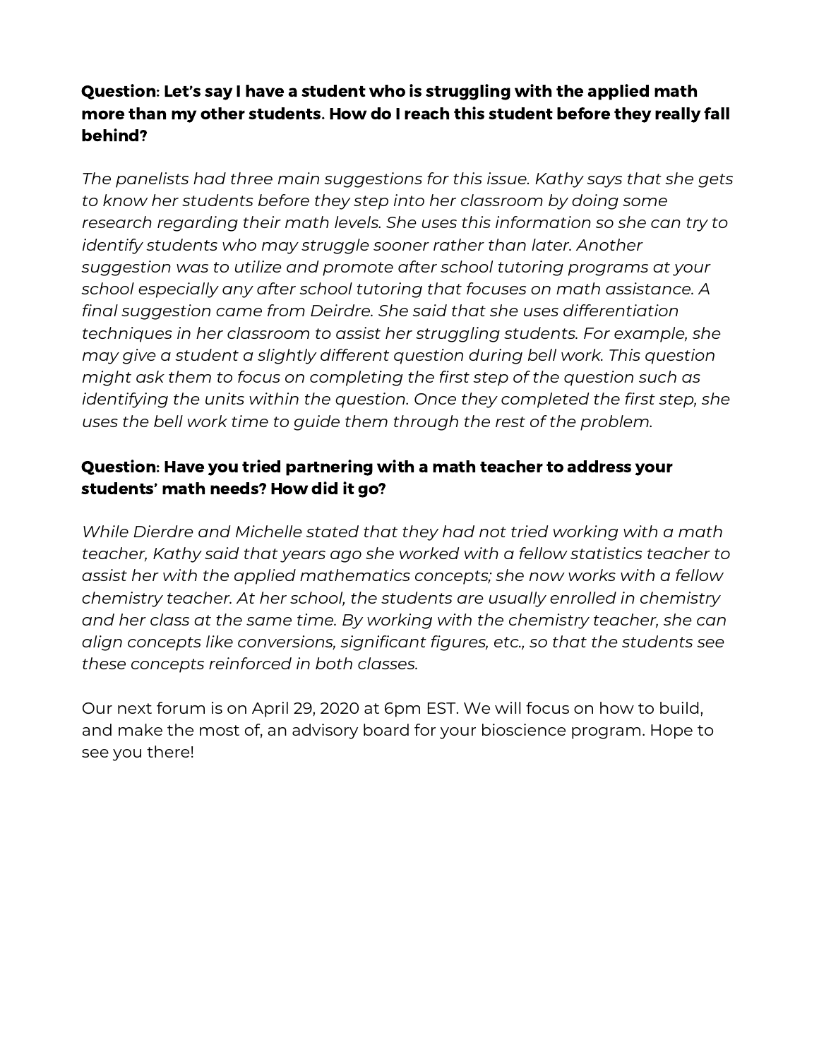**Question: Let's say I have a student who is struggling with the applied math more than my other students. How do I reach this student before they really fall behind?**

*The panelists had three main suggestions for this issue. Kathy says that she gets to know her students before they step into her classroom by doing some research regarding their math levels. She uses this information so she can try to identify students who may struggle sooner rather than later. Another suggestion was to utilize and promote after school tutoring programs at your school especially any after school tutoring that focuses on math assistance. A final suggestion came from Deirdre. She said that she uses differentiation techniques in her classroom to assist her struggling students. For example, she may give a student a slightly different question during bell work. This question might ask them to focus on completing the first step of the question such as identifying the units within the question. Once they completed the first step, she uses the bell work time to guide them through the rest of the problem.*

**Question: Have you tried partnering with a math teacher to address your students' math needs? How did it go?**

*While Dierdre and Michelle stated that they had not tried working with a math teacher, Kathy said that years ago she worked with a fellow statistics teacher to assist her with the applied mathematics concepts; she now works with a fellow chemistry teacher. At her school, the students are usually enrolled in chemistry and her class at the same time. By working with the chemistry teacher, she can align concepts like conversions, significant figures, etc., so that the students see these concepts reinforced in both classes.*

Our next forum is on April 29, 2020 at 6pm EST. We will focus on how to build, and make the most of, an advisory board for your bioscience program. Hope to see you there!